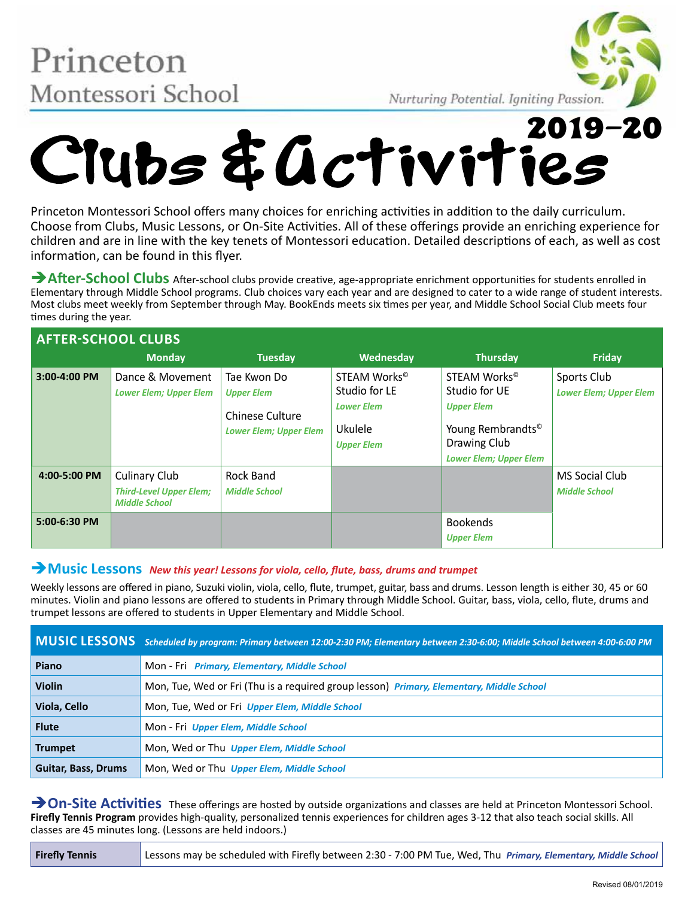Princeton
Montessori School

*Nurturing Potential. Igniting Passion.*

# Clubs & Activities 2019–20

Princeton Montessori School offers many choices for enriching activities in addition to the daily curriculum. Choose from Clubs, Music Lessons, or On-Site Activities. All of these offerings provide an enriching experience for children and are in line with the key tenets of Montessori education. Detailed descriptions of each, as well as cost information, can be found in this flyer.

## ➔After-School Clubs

After-school clubs provide creative, age-appropriate enrichment opportunities for students enrolled in Elementary through Middle School programs. Club choices vary each year and are designed to cater to a wide range of student interests. Most clubs meet weekly from September through May. BookEnds meets six times per year, and Middle School Social Club meets four times during the year.

| AFTER-SCHOOL CLUBS | Monday | Tuesday | Wednesday | Thursday | Friday |
|---|---|---|---|---|---|
| 3:00-4:00 PM | Dance & Movement *Lower Elem; Upper Elem* | Tae Kwon Do *Upper Elem* <br> Chinese Culture *Lower Elem; Upper Elem* | STEAM Works© Studio for LE *Lower Elem* <br> Ukulele *Upper Elem* | STEAM Works© Studio for UE *Upper Elem* <br> Young Rembrandts© Drawing Club *Lower Elem; Upper Elem* | Sports Club *Lower Elem; Upper Elem* |
| 4:00-5:00 PM | Culinary Club *Third-Level Upper Elem; Middle School* | Rock Band *Middle School* | | | MS Social Club *Middle School* |
| 5:00-6:30 PM | | | | Bookends *Upper Elem* | |

## ➔Music Lessons *New this year! Lessons for viola, cello, flute, bass, drums and trumpet*

Weekly lessons are offered in piano, Suzuki violin, viola, cello, flute, trumpet, guitar, bass and drums. Lesson length is either 30, 45 or 60 minutes. Violin and piano lessons are offered to students in Primary through Middle School. Guitar, bass, viola, cello, flute, drums and trumpet lessons are offered to students in Upper Elementary and Middle School.

| MUSIC LESSONS | *Scheduled by program: Primary between 12:00-2:30 PM; Elementary between 2:30-6:00; Middle School between 4:00-6:00 PM* |
|---|---|
| **Piano** | Mon - Fri *Primary, Elementary, Middle School* |
| **Violin** | Mon, Tue, Wed or Fri (Thu is a required group lesson) *Primary, Elementary, Middle School* |
| **Viola, Cello** | Mon, Tue, Wed or Fri *Upper Elem, Middle School* |
| **Flute** | Mon - Fri *Upper Elem, Middle School* |
| **Trumpet** | Mon, Wed or Thu *Upper Elem, Middle School* |
| **Guitar, Bass, Drums** | Mon, Wed or Thu *Upper Elem, Middle School* |

## ➔On-Site Activities

These offerings are hosted by outside organizations and classes are held at Princeton Montessori School. **Firefly Tennis Program** provides high-quality, personalized tennis experiences for children ages 3-12 that also teach social skills. All classes are 45 minutes long. (Lessons are held indoors.)

| **Firefly Tennis** | Lessons may be scheduled with Firefly between 2:30 - 7:00 PM Tue, Wed, Thu *Primary, Elementary, Middle School* |
|---|---|

Revised 08/01/2019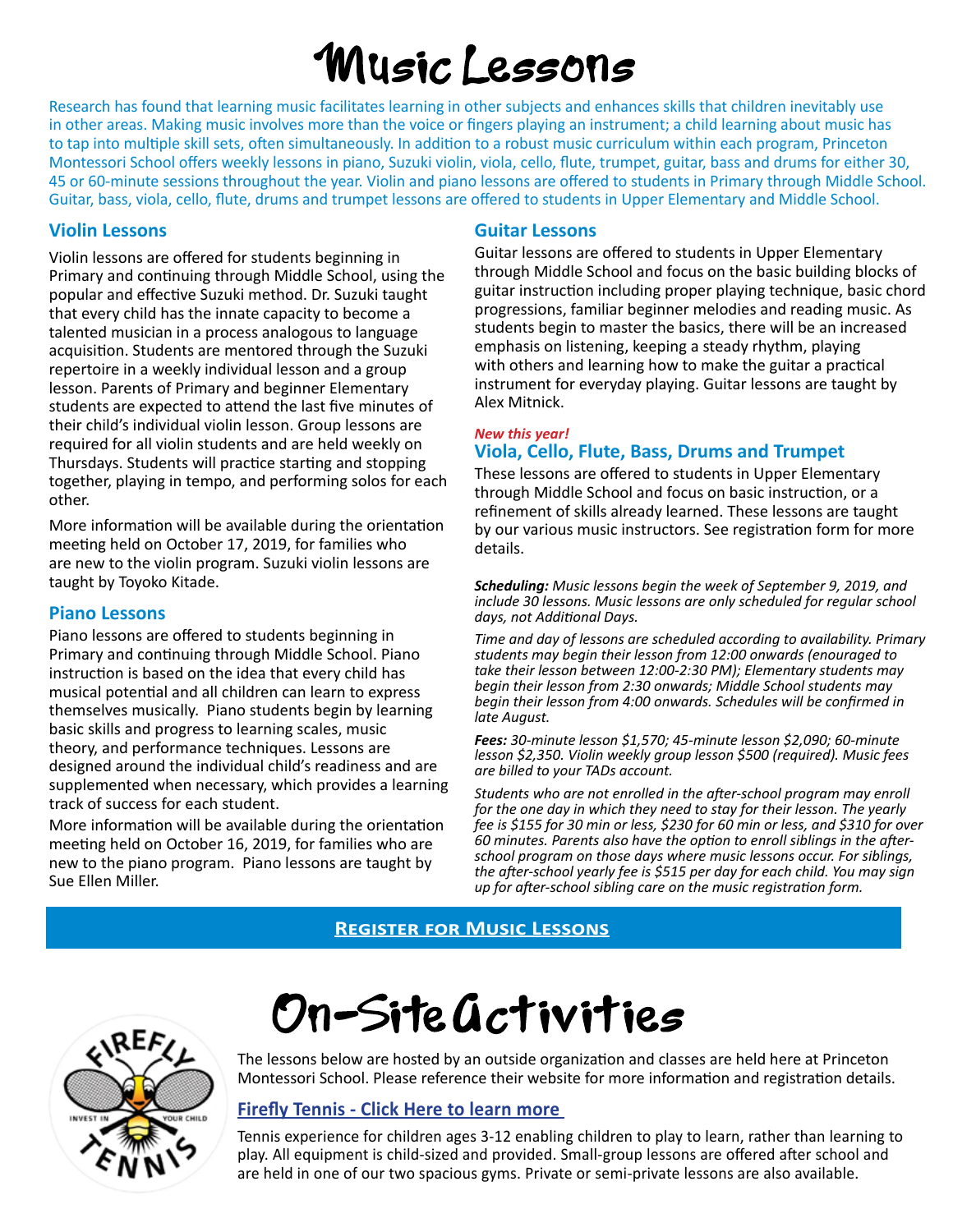# Music Lessons

Research has found that learning music facilitates learning in other subjects and enhances skills that children inevitably use in other areas. Making music involves more than the voice or fingers playing an instrument; a child learning about music has to tap into multiple skill sets, often simultaneously. In addition to a robust music curriculum within each program, Princeton Montessori School offers weekly lessons in piano, Suzuki violin, viola, cello, flute, trumpet, guitar, bass and drums for either 30, 45 or 60-minute sessions throughout the year. Violin and piano lessons are offered to students in Primary through Middle School. Guitar, bass, viola, cello, flute, drums and trumpet lessons are offered to students in Upper Elementary and Middle School.

## Violin Lessons

Violin lessons are offered for students beginning in Primary and continuing through Middle School, using the popular and effective Suzuki method. Dr. Suzuki taught that every child has the innate capacity to become a talented musician in a process analogous to language acquisition. Students are mentored through the Suzuki repertoire in a weekly individual lesson and a group lesson. Parents of Primary and beginner Elementary students are expected to attend the last five minutes of their child's individual violin lesson. Group lessons are required for all violin students and are held weekly on Thursdays. Students will practice starting and stopping together, playing in tempo, and performing solos for each other.

More information will be available during the orientation meeting held on October 17, 2019, for families who are new to the violin program. Suzuki violin lessons are taught by Toyoko Kitade.

## Piano Lessons

Piano lessons are offered to students beginning in Primary and continuing through Middle School. Piano instruction is based on the idea that every child has musical potential and all children can learn to express themselves musically. Piano students begin by learning basic skills and progress to learning scales, music theory, and performance techniques. Lessons are designed around the individual child's readiness and are supplemented when necessary, which provides a learning track of success for each student.

More information will be available during the orientation meeting held on October 16, 2019, for families who are new to the piano program. Piano lessons are taught by Sue Ellen Miller.

## Guitar Lessons

Guitar lessons are offered to students in Upper Elementary through Middle School and focus on the basic building blocks of guitar instruction including proper playing technique, basic chord progressions, familiar beginner melodies and reading music. As students begin to master the basics, there will be an increased emphasis on listening, keeping a steady rhythm, playing with others and learning how to make the guitar a practical instrument for everyday playing. Guitar lessons are taught by Alex Mitnick.

***New this year!***

## Viola, Cello, Flute, Bass, Drums and Trumpet

These lessons are offered to students in Upper Elementary through Middle School and focus on basic instruction, or a refinement of skills already learned. These lessons are taught by our various music instructors. See registration form for more details.

***Scheduling:*** *Music lessons begin the week of September 9, 2019, and include 30 lessons. Music lessons are only scheduled for regular school days, not Additional Days.*

*Time and day of lessons are scheduled according to availability. Primary students may begin their lesson from 12:00 onwards (enouraged to take their lesson between 12:00-2:30 PM); Elementary students may begin their lesson from 2:30 onwards; Middle School students may begin their lesson from 4:00 onwards. Schedules will be confirmed in late August.*

***Fees:*** *30-minute lesson $1,570; 45-minute lesson $2,090; 60-minute lesson $2,350. Violin weekly group lesson $500 (required). Music fees are billed to your TADs account.*

*Students who are not enrolled in the after-school program may enroll for the one day in which they need to stay for their lesson. The yearly fee is $155 for 30 min or less, $230 for 60 min or less, and $310 for over 60 minutes. Parents also have the option to enroll siblings in the after-school program on those days where music lessons occur. For siblings, the after-school yearly fee is $515 per day for each child. You may sign up for after-school sibling care on the music registration form.*

**Register for Music Lessons**

# On-Site Activities

The lessons below are hosted by an outside organization and classes are held here at Princeton Montessori School. Please reference their website for more information and registration details.

**Firefly Tennis - Click Here to learn more**

Tennis experience for children ages 3-12 enabling children to play to learn, rather than learning to play. All equipment is child-sized and provided. Small-group lessons are offered after school and are held in one of our two spacious gyms. Private or semi-private lessons are also available.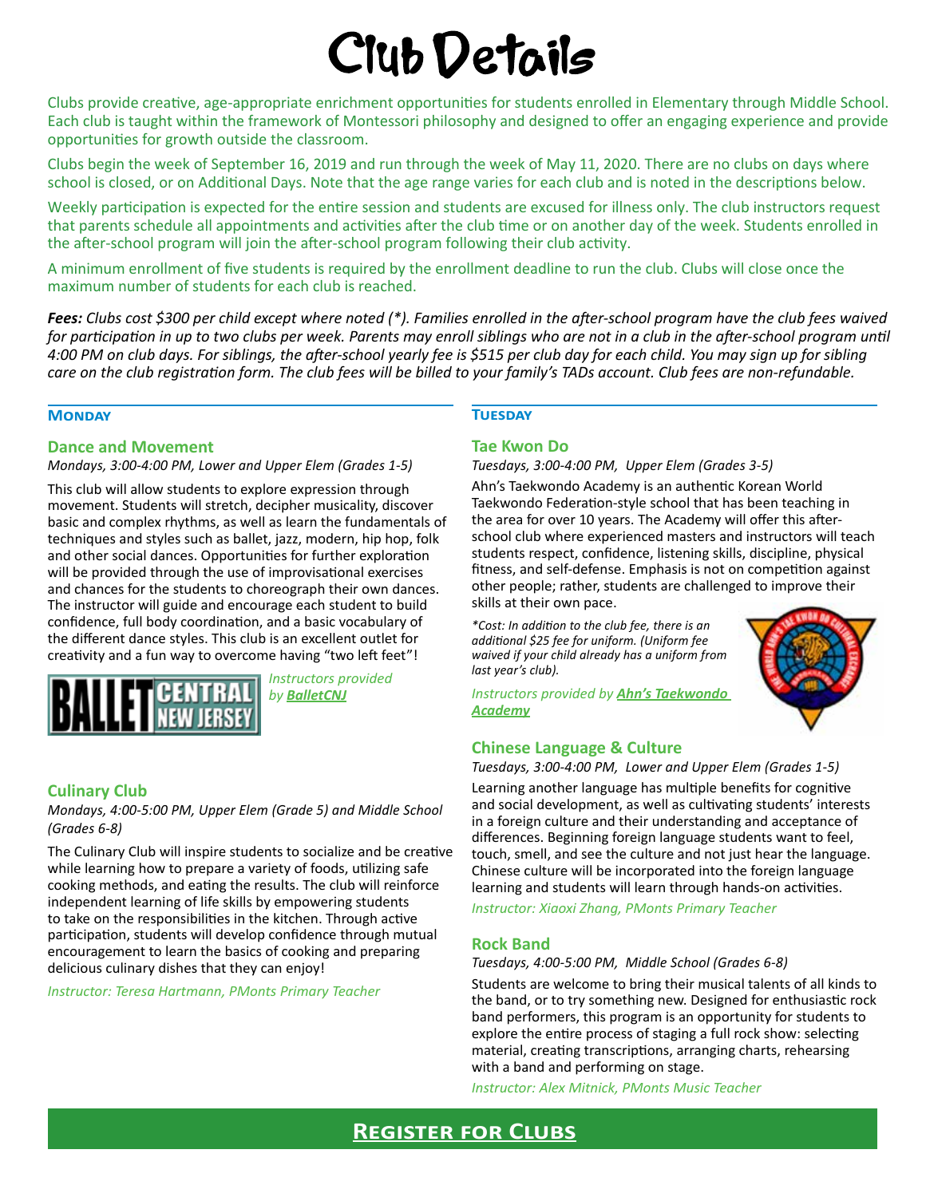# Club Details

Clubs provide creative, age-appropriate enrichment opportunities for students enrolled in Elementary through Middle School. Each club is taught within the framework of Montessori philosophy and designed to offer an engaging experience and provide opportunities for growth outside the classroom.

Clubs begin the week of September 16, 2019 and run through the week of May 11, 2020. There are no clubs on days where school is closed, or on Additional Days. Note that the age range varies for each club and is noted in the descriptions below.

Weekly participation is expected for the entire session and students are excused for illness only. The club instructors request that parents schedule all appointments and activities after the club time or on another day of the week. Students enrolled in the after-school program will join the after-school program following their club activity.

A minimum enrollment of five students is required by the enrollment deadline to run the club. Clubs will close once the maximum number of students for each club is reached.

***Fees:*** *Clubs cost $300 per child except where noted (*). Families enrolled in the after-school program have the club fees waived for participation in up to two clubs per week. Parents may enroll siblings who are not in a club in the after-school program until 4:00 PM on club days. For siblings, the after-school yearly fee is $515 per club day for each child. You may sign up for sibling care on the club registration form. The club fees will be billed to your family's TADs account. Club fees are non-refundable.*

## Monday

### Dance and Movement

*Mondays, 3:00-4:00 PM, Lower and Upper Elem (Grades 1-5)*

This club will allow students to explore expression through movement. Students will stretch, decipher musicality, discover basic and complex rhythms, as well as learn the fundamentals of techniques and styles such as ballet, jazz, modern, hip hop, folk and other social dances. Opportunities for further exploration will be provided through the use of improvisational exercises and chances for the students to choreograph their own dances. The instructor will guide and encourage each student to build confidence, full body coordination, and a basic vocabulary of the different dance styles. This club is an excellent outlet for creativity and a fun way to overcome having "two left feet"!

BALLET CENTRAL NEW JERSEY

*Instructors provided by* ***BalletCNJ***

### Culinary Club

*Mondays, 4:00-5:00 PM, Upper Elem (Grade 5) and Middle School (Grades 6-8)*

The Culinary Club will inspire students to socialize and be creative while learning how to prepare a variety of foods, utilizing safe cooking methods, and eating the results. The club will reinforce independent learning of life skills by empowering students to take on the responsibilities in the kitchen. Through active participation, students will develop confidence through mutual encouragement to learn the basics of cooking and preparing delicious culinary dishes that they can enjoy!

*Instructor: Teresa Hartmann, PMonts Primary Teacher*

## Tuesday

### Tae Kwon Do

*Tuesdays, 3:00-4:00 PM, Upper Elem (Grades 3-5)*

Ahn's Taekwondo Academy is an authentic Korean World Taekwondo Federation-style school that has been teaching in the area for over 10 years. The Academy will offer this after-school club where experienced masters and instructors will teach students respect, confidence, listening skills, discipline, physical fitness, and self-defense. Emphasis is not on competition against other people; rather, students are challenged to improve their skills at their own pace.

**Cost: In addition to the club fee, there is an additional $25 fee for uniform. (Uniform fee waived if your child already has a uniform from last year's club).*

*Instructors provided by* ***Ahn's Taekwondo Academy***

### Chinese Language & Culture

*Tuesdays, 3:00-4:00 PM, Lower and Upper Elem (Grades 1-5)*

Learning another language has multiple benefits for cognitive and social development, as well as cultivating students' interests in a foreign culture and their understanding and acceptance of differences. Beginning foreign language students want to feel, touch, smell, and see the culture and not just hear the language. Chinese culture will be incorporated into the foreign language learning and students will learn through hands-on activities.

*Instructor: Xiaoxi Zhang, PMonts Primary Teacher*

### Rock Band

*Tuesdays, 4:00-5:00 PM, Middle School (Grades 6-8)*

Students are welcome to bring their musical talents of all kinds to the band, or to try something new. Designed for enthusiastic rock band performers, this program is an opportunity for students to explore the entire process of staging a full rock show: selecting material, creating transcriptions, arranging charts, rehearsing with a band and performing on stage.

*Instructor: Alex Mitnick, PMonts Music Teacher*

**Register for Clubs**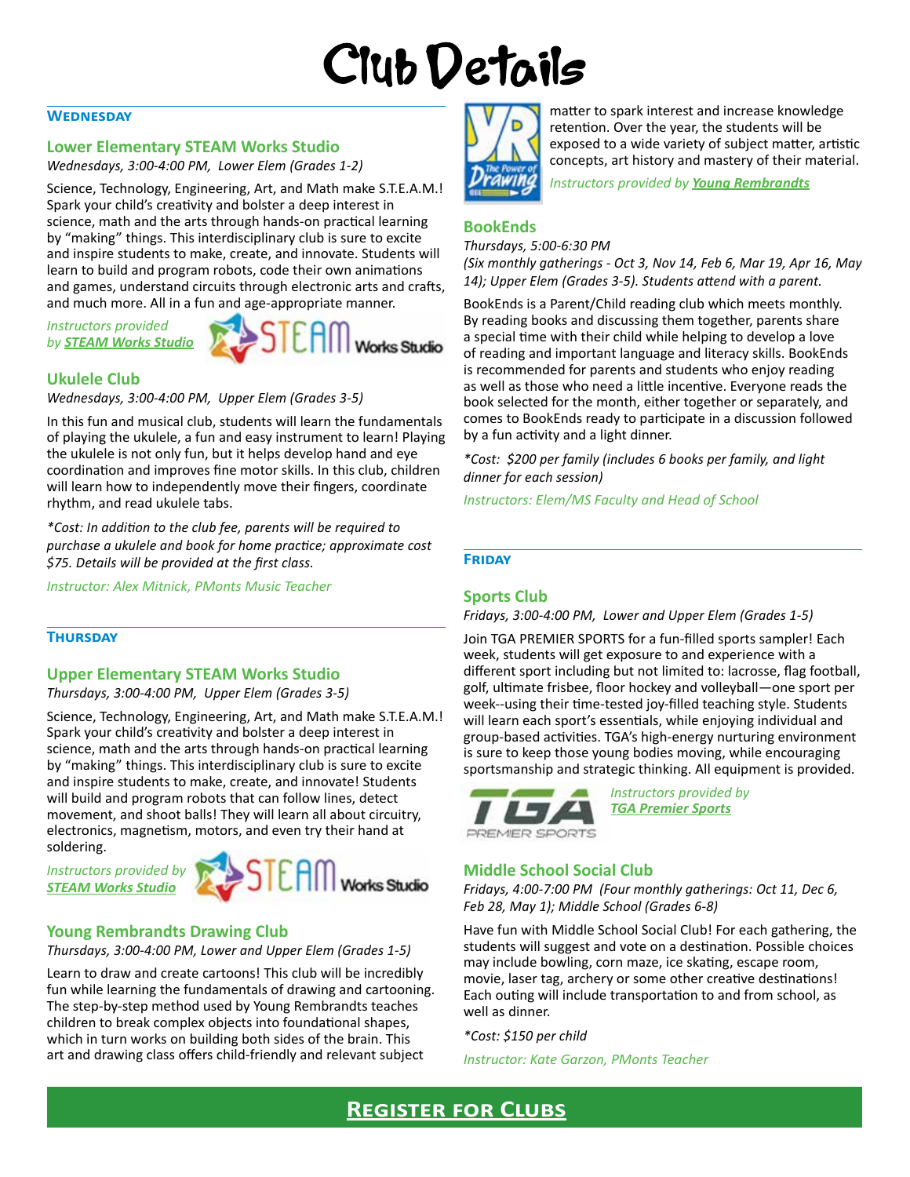# Club Details

## Wednesday

### Lower Elementary STEAM Works Studio

*Wednesdays, 3:00-4:00 PM, Lower Elem (Grades 1-2)*

Science, Technology, Engineering, Art, and Math make S.T.E.A.M.! Spark your child's creativity and bolster a deep interest in science, math and the arts through hands-on practical learning by "making" things. This interdisciplinary club is sure to excite and inspire students to make, create, and innovate. Students will learn to build and program robots, code their own animations and games, understand circuits through electronic arts and crafts, and much more. All in a fun and age-appropriate manner.

*Instructors provided by **STEAM Works Studio***

### Ukulele Club

*Wednesdays, 3:00-4:00 PM, Upper Elem (Grades 3-5)*

In this fun and musical club, students will learn the fundamentals of playing the ukulele, a fun and easy instrument to learn! Playing the ukulele is not only fun, but it helps develop hand and eye coordination and improves fine motor skills. In this club, children will learn how to independently move their fingers, coordinate rhythm, and read ukulele tabs.

*\*Cost: In addition to the club fee, parents will be required to purchase a ukulele and book for home practice; approximate cost $75. Details will be provided at the first class.*

*Instructor: Alex Mitnick, PMonts Music Teacher*

## Thursday

### Upper Elementary STEAM Works Studio

*Thursdays, 3:00-4:00 PM, Upper Elem (Grades 3-5)*

Science, Technology, Engineering, Art, and Math make S.T.E.A.M.! Spark your child's creativity and bolster a deep interest in science, math and the arts through hands-on practical learning by "making" things. This interdisciplinary club is sure to excite and inspire students to make, create, and innovate! Students will build and program robots that can follow lines, detect movement, and shoot balls! They will learn all about circuitry, electronics, magnetism, motors, and even try their hand at soldering.

*Instructors provided by **STEAM Works Studio***

### Young Rembrandts Drawing Club

*Thursdays, 3:00-4:00 PM, Lower and Upper Elem (Grades 1-5)*

Learn to draw and create cartoons! This club will be incredibly fun while learning the fundamentals of drawing and cartooning. The step-by-step method used by Young Rembrandts teaches children to break complex objects into foundational shapes, which in turn works on building both sides of the brain. This art and drawing class offers child-friendly and relevant subject matter to spark interest and increase knowledge retention. Over the year, the students will be exposed to a wide variety of subject matter, artistic concepts, art history and mastery of their material.

*Instructors provided by **Young Rembrandts***

### BookEnds

*Thursdays, 5:00-6:30 PM*

*(Six monthly gatherings - Oct 3, Nov 14, Feb 6, Mar 19, Apr 16, May 14); Upper Elem (Grades 3-5). Students attend with a parent.*

BookEnds is a Parent/Child reading club which meets monthly. By reading books and discussing them together, parents share a special time with their child while helping to develop a love of reading and important language and literacy skills. BookEnds is recommended for parents and students who enjoy reading as well as those who need a little incentive. Everyone reads the book selected for the month, either together or separately, and comes to BookEnds ready to participate in a discussion followed by a fun activity and a light dinner.

*\*Cost: $200 per family (includes 6 books per family, and light dinner for each session)*

*Instructors: Elem/MS Faculty and Head of School*

## Friday

### Sports Club

*Fridays, 3:00-4:00 PM, Lower and Upper Elem (Grades 1-5)*

Join TGA PREMIER SPORTS for a fun-filled sports sampler! Each week, students will get exposure to and experience with a different sport including but not limited to: lacrosse, flag football, golf, ultimate frisbee, floor hockey and volleyball—one sport per week--using their time-tested joy-filled teaching style. Students will learn each sport's essentials, while enjoying individual and group-based activities. TGA's high-energy nurturing environment is sure to keep those young bodies moving, while encouraging sportsmanship and strategic thinking. All equipment is provided.

*Instructors provided by **TGA Premier Sports***

### Middle School Social Club

*Fridays, 4:00-7:00 PM (Four monthly gatherings: Oct 11, Dec 6, Feb 28, May 1); Middle School (Grades 6-8)*

Have fun with Middle School Social Club! For each gathering, the students will suggest and vote on a destination. Possible choices may include bowling, corn maze, ice skating, escape room, movie, laser tag, archery or some other creative destinations! Each outing will include transportation to and from school, as well as dinner.

*\*Cost: $150 per child*

*Instructor: Kate Garzon, PMonts Teacher*

**Register for Clubs**